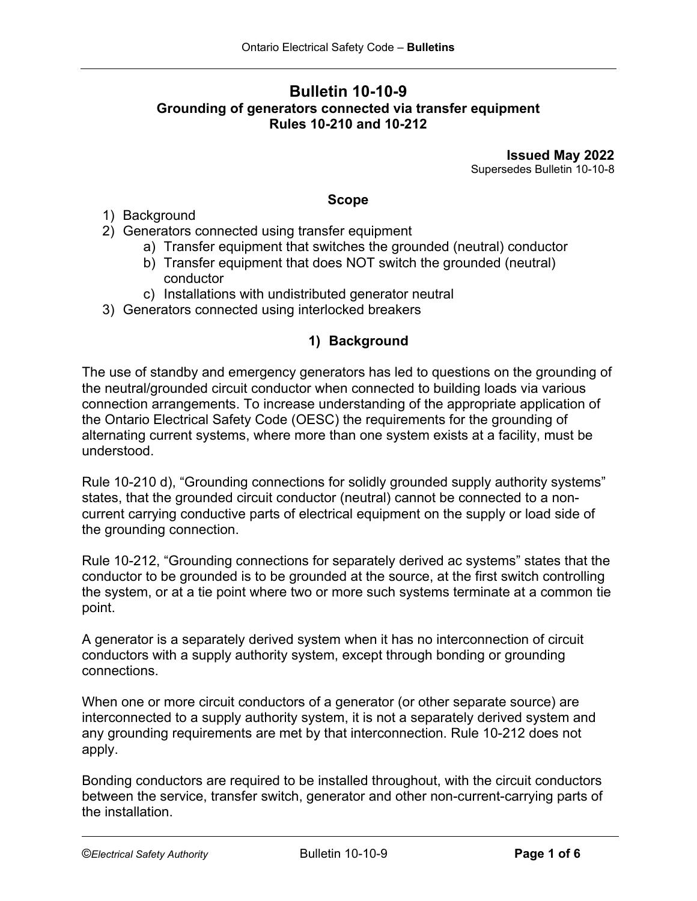# Bulletin 10-10-9

**Grounding of generators connected via transfer equipment**
**Rules 10-210 and 10-212**

**Issued May 2022**
Supersedes Bulletin 10-10-8

## Scope

1) Background
2) Generators connected using transfer equipment
    a) Transfer equipment that switches the grounded (neutral) conductor
    b) Transfer equipment that does NOT switch the grounded (neutral) conductor
    c) Installations with undistributed generator neutral
3) Generators connected using interlocked breakers

## 1) Background

The use of standby and emergency generators has led to questions on the grounding of the neutral/grounded circuit conductor when connected to building loads via various connection arrangements. To increase understanding of the appropriate application of the Ontario Electrical Safety Code (OESC) the requirements for the grounding of alternating current systems, where more than one system exists at a facility, must be understood.

Rule 10-210 d), "Grounding connections for solidly grounded supply authority systems" states, that the grounded circuit conductor (neutral) cannot be connected to a non-current carrying conductive parts of electrical equipment on the supply or load side of the grounding connection.

Rule 10-212, "Grounding connections for separately derived ac systems" states that the conductor to be grounded is to be grounded at the source, at the first switch controlling the system, or at a tie point where two or more such systems terminate at a common tie point.

A generator is a separately derived system when it has no interconnection of circuit conductors with a supply authority system, except through bonding or grounding connections.

When one or more circuit conductors of a generator (or other separate source) are interconnected to a supply authority system, it is not a separately derived system and any grounding requirements are met by that interconnection. Rule 10-212 does not apply.

Bonding conductors are required to be installed throughout, with the circuit conductors between the service, transfer switch, generator and other non-current-carrying parts of the installation.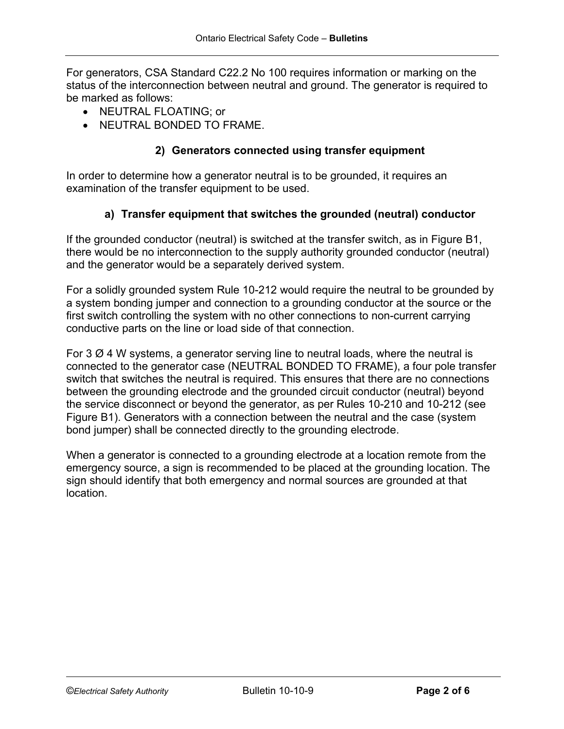For generators, CSA Standard C22.2 No 100 requires information or marking on the status of the interconnection between neutral and ground. The generator is required to be marked as follows:

- NEUTRAL FLOATING; or
- NEUTRAL BONDED TO FRAME.

## 2) Generators connected using transfer equipment

In order to determine how a generator neutral is to be grounded, it requires an examination of the transfer equipment to be used.

### a) Transfer equipment that switches the grounded (neutral) conductor

If the grounded conductor (neutral) is switched at the transfer switch, as in Figure B1, there would be no interconnection to the supply authority grounded conductor (neutral) and the generator would be a separately derived system.

For a solidly grounded system Rule 10-212 would require the neutral to be grounded by a system bonding jumper and connection to a grounding conductor at the source or the first switch controlling the system with no other connections to non-current carrying conductive parts on the line or load side of that connection.

For 3 Ø 4 W systems, a generator serving line to neutral loads, where the neutral is connected to the generator case (NEUTRAL BONDED TO FRAME), a four pole transfer switch that switches the neutral is required. This ensures that there are no connections between the grounding electrode and the grounded circuit conductor (neutral) beyond the service disconnect or beyond the generator, as per Rules 10-210 and 10-212 (see Figure B1). Generators with a connection between the neutral and the case (system bond jumper) shall be connected directly to the grounding electrode.

When a generator is connected to a grounding electrode at a location remote from the emergency source, a sign is recommended to be placed at the grounding location. The sign should identify that both emergency and normal sources are grounded at that location.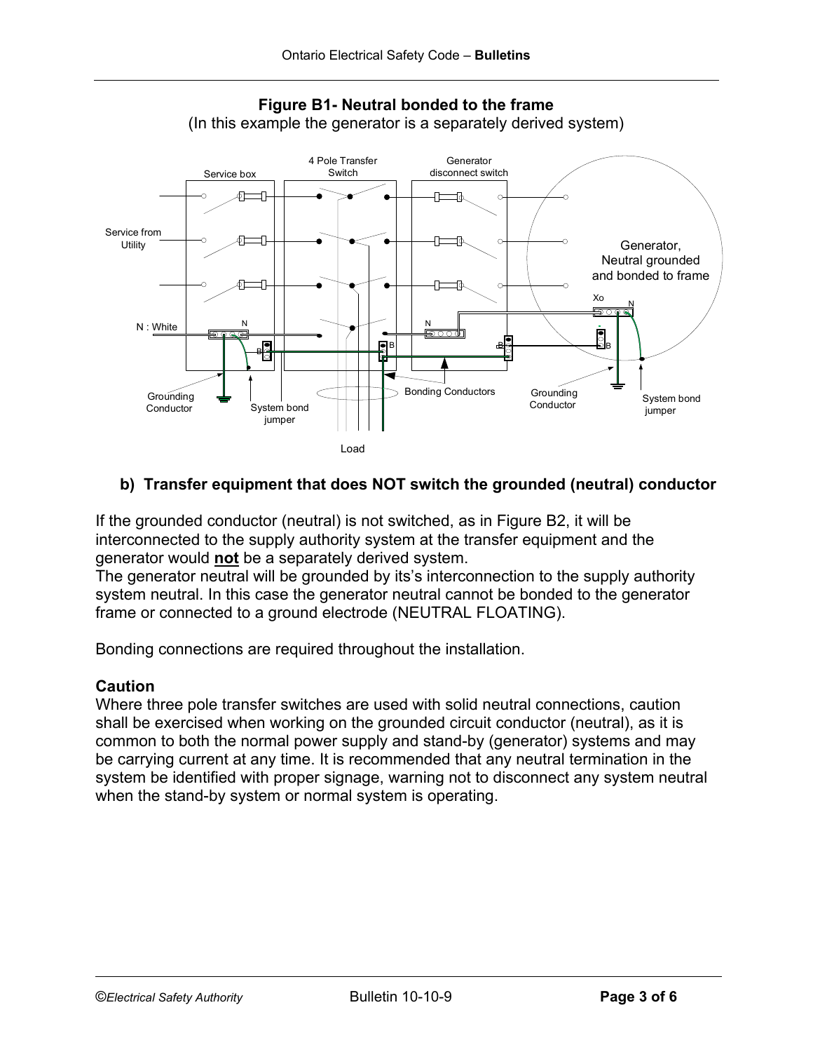**Figure B1- Neutral bonded to the frame**
(In this example the generator is a separately derived system)

**b) Transfer equipment that does NOT switch the grounded (neutral) conductor**

If the grounded conductor (neutral) is not switched, as in Figure B2, it will be interconnected to the supply authority system at the transfer equipment and the generator would **not** be a separately derived system.
The generator neutral will be grounded by its's interconnection to the supply authority system neutral. In this case the generator neutral cannot be bonded to the generator frame or connected to a ground electrode (NEUTRAL FLOATING).

Bonding connections are required throughout the installation.

**Caution**
Where three pole transfer switches are used with solid neutral connections, caution shall be exercised when working on the grounded circuit conductor (neutral), as it is common to both the normal power supply and stand-by (generator) systems and may be carrying current at any time. It is recommended that any neutral termination in the system be identified with proper signage, warning not to disconnect any system neutral when the stand-by system or normal system is operating.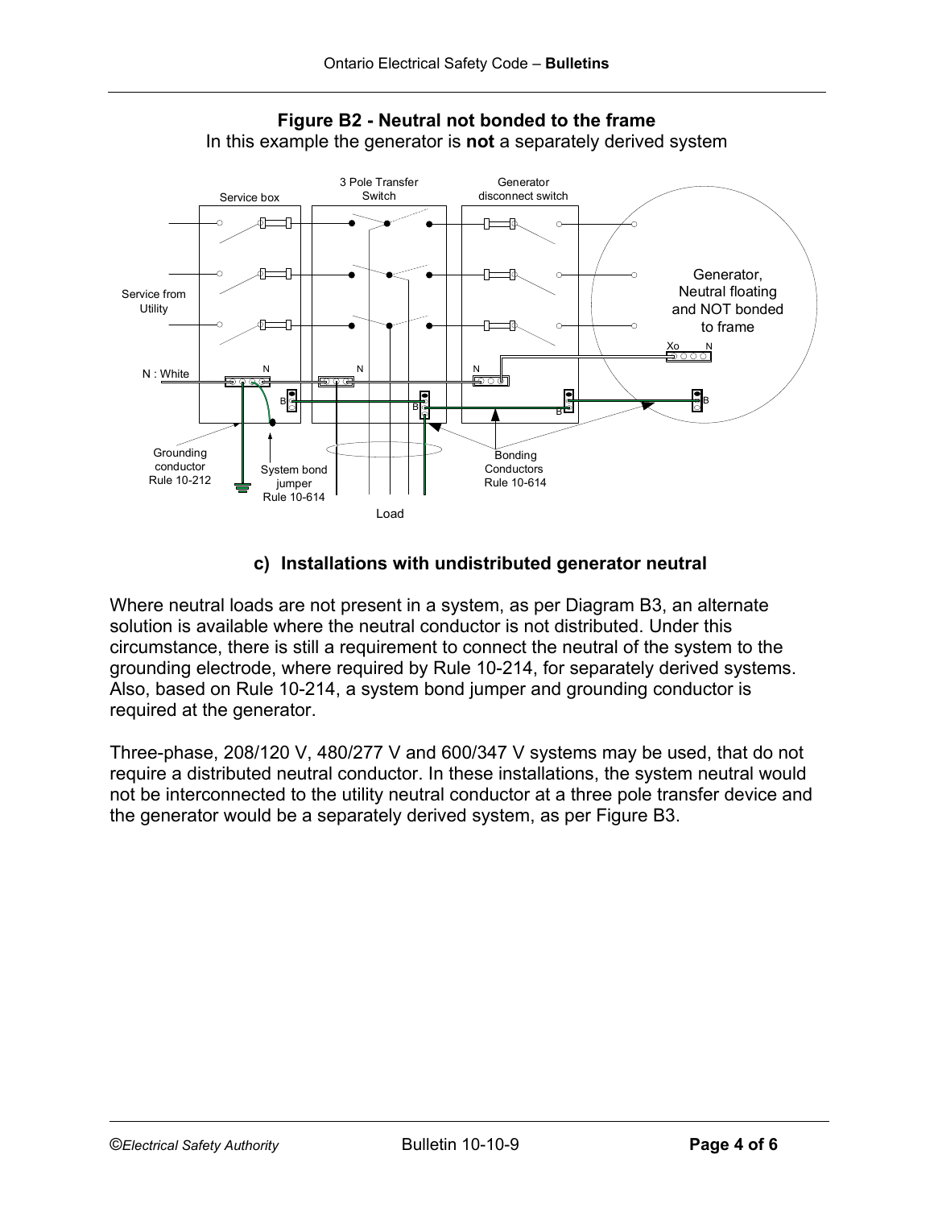**Figure B2 - Neutral not bonded to the frame**

In this example the generator is **not** a separately derived system

Service box

3 Pole Transfer Switch

Generator disconnect switch

Service from Utility

Generator, Neutral floating and NOT bonded to frame

Xo N

N : White

N

N

N

B

B

B

B

Grounding conductor Rule 10-212

System bond jumper Rule 10-614

Bonding Conductors Rule 10-614

Load

### c) Installations with undistributed generator neutral

Where neutral loads are not present in a system, as per Diagram B3, an alternate solution is available where the neutral conductor is not distributed. Under this circumstance, there is still a requirement to connect the neutral of the system to the grounding electrode, where required by Rule 10-214, for separately derived systems. Also, based on Rule 10-214, a system bond jumper and grounding conductor is required at the generator.

Three-phase, 208/120 V, 480/277 V and 600/347 V systems may be used, that do not require a distributed neutral conductor. In these installations, the system neutral would not be interconnected to the utility neutral conductor at a three pole transfer device and the generator would be a separately derived system, as per Figure B3.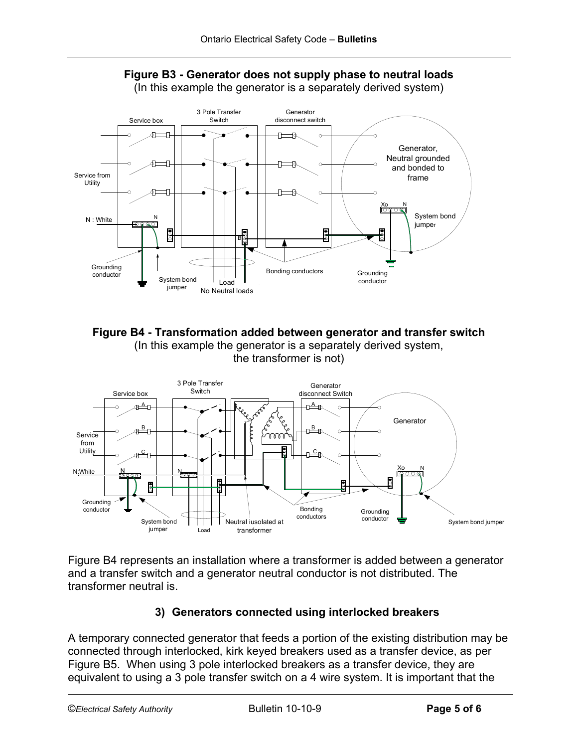**Figure B3 - Generator does not supply phase to neutral loads**
(In this example the generator is a separately derived system)

**Figure B4 - Transformation added between generator and transfer switch**
(In this example the generator is a separately derived system, the transformer is not)

Figure B4 represents an installation where a transformer is added between a generator and a transfer switch and a generator neutral conductor is not distributed. The transformer neutral is.

### 3) Generators connected using interlocked breakers

A temporary connected generator that feeds a portion of the existing distribution may be connected through interlocked, kirk keyed breakers used as a transfer device, as per Figure B5. When using 3 pole interlocked breakers as a transfer device, they are equivalent to using a 3 pole transfer switch on a 4 wire system. It is important that the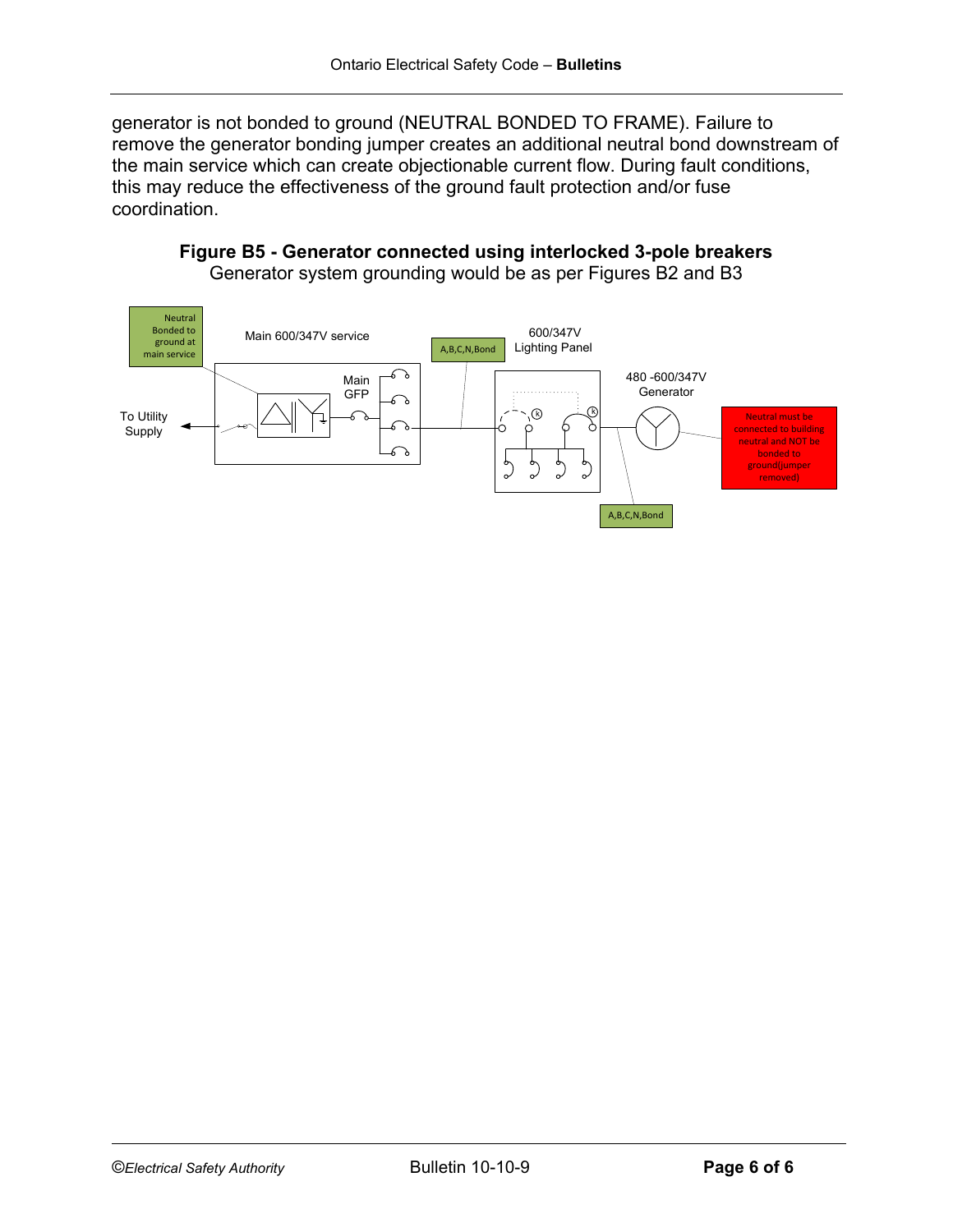generator is not bonded to ground (NEUTRAL BONDED TO FRAME). Failure to remove the generator bonding jumper creates an additional neutral bond downstream of the main service which can create objectionable current flow. During fault conditions, this may reduce the effectiveness of the ground fault protection and/or fuse coordination.

**Figure B5 - Generator connected using interlocked 3-pole breakers**

Generator system grounding would be as per Figures B2 and B3

Neutral Bonded to ground at main service

Main 600/347V service

Main GFP

To Utility Supply

A,B,C,N,Bond

600/347V Lighting Panel

480 -600/347V Generator

A,B,C,N,Bond

Neutral must be connected to building neutral and NOT be bonded to ground(jumper removed)